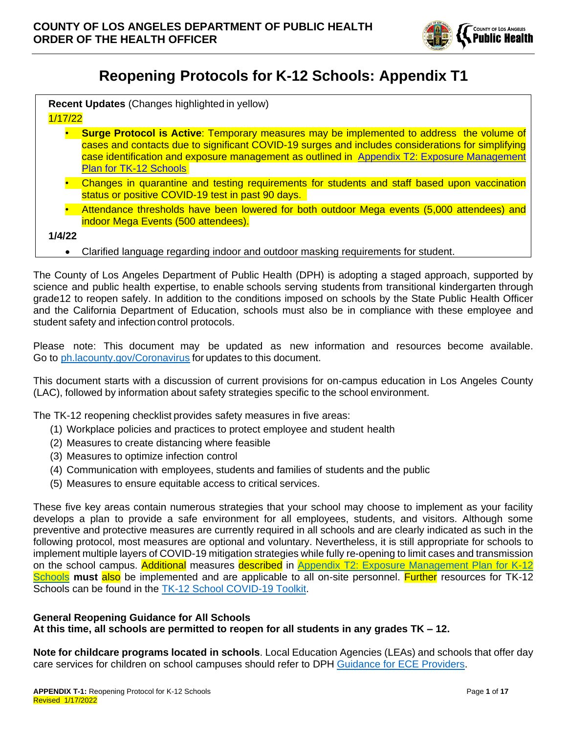**COUNTY OF LOS ANGELES DEPARTMENT OF PUBLIC HEALTH**
**ORDER OF THE HEALTH OFFICER**

# Reopening Protocols for K-12 Schools: Appendix T1

**Recent Updates** (Changes highlighted in yellow)

1/17/22

- **Surge Protocol is Active**: Temporary measures may be implemented to address the volume of cases and contacts due to significant COVID-19 surges and includes considerations for simplifying case identification and exposure management as outlined in [Appendix T2: Exposure Management Plan for TK-12 Schools](#)
- Changes in quarantine and testing requirements for students and staff based upon vaccination status or positive COVID-19 test in past 90 days.
- Attendance thresholds have been lowered for both outdoor Mega events (5,000 attendees) and indoor Mega Events (500 attendees).

**1/4/22**

- Clarified language regarding indoor and outdoor masking requirements for student.

The County of Los Angeles Department of Public Health (DPH) is adopting a staged approach, supported by science and public health expertise, to enable schools serving students from transitional kindergarten through grade12 to reopen safely. In addition to the conditions imposed on schools by the State Public Health Officer and the California Department of Education, schools must also be in compliance with these employee and student safety and infection control protocols.

Please note: This document may be updated as new information and resources become available. Go to [ph.lacounty.gov/Coronavirus](#) for updates to this document.

This document starts with a discussion of current provisions for on-campus education in Los Angeles County (LAC), followed by information about safety strategies specific to the school environment.

The TK-12 reopening checklist provides safety measures in five areas:

(1) Workplace policies and practices to protect employee and student health
(2) Measures to create distancing where feasible
(3) Measures to optimize infection control
(4) Communication with employees, students and families of students and the public
(5) Measures to ensure equitable access to critical services.

These five key areas contain numerous strategies that your school may choose to implement as your facility develops a plan to provide a safe environment for all employees, students, and visitors. Although some preventive and protective measures are currently required in all schools and are clearly indicated as such in the following protocol, most measures are optional and voluntary. Nevertheless, it is still appropriate for schools to implement multiple layers of COVID-19 mitigation strategies while fully re-opening to limit cases and transmission on the school campus. Additional measures described in [Appendix T2: Exposure Management Plan for K-12 Schools](#) **must** also be implemented and are applicable to all on-site personnel. Further resources for TK-12 Schools can be found in the [TK-12 School COVID-19 Toolkit](#).

**General Reopening Guidance for All Schools**
**At this time, all schools are permitted to reopen for all students in any grades TK – 12.**

**Note for childcare programs located in schools**. Local Education Agencies (LEAs) and schools that offer day care services for children on school campuses should refer to DPH [Guidance for ECE Providers](#).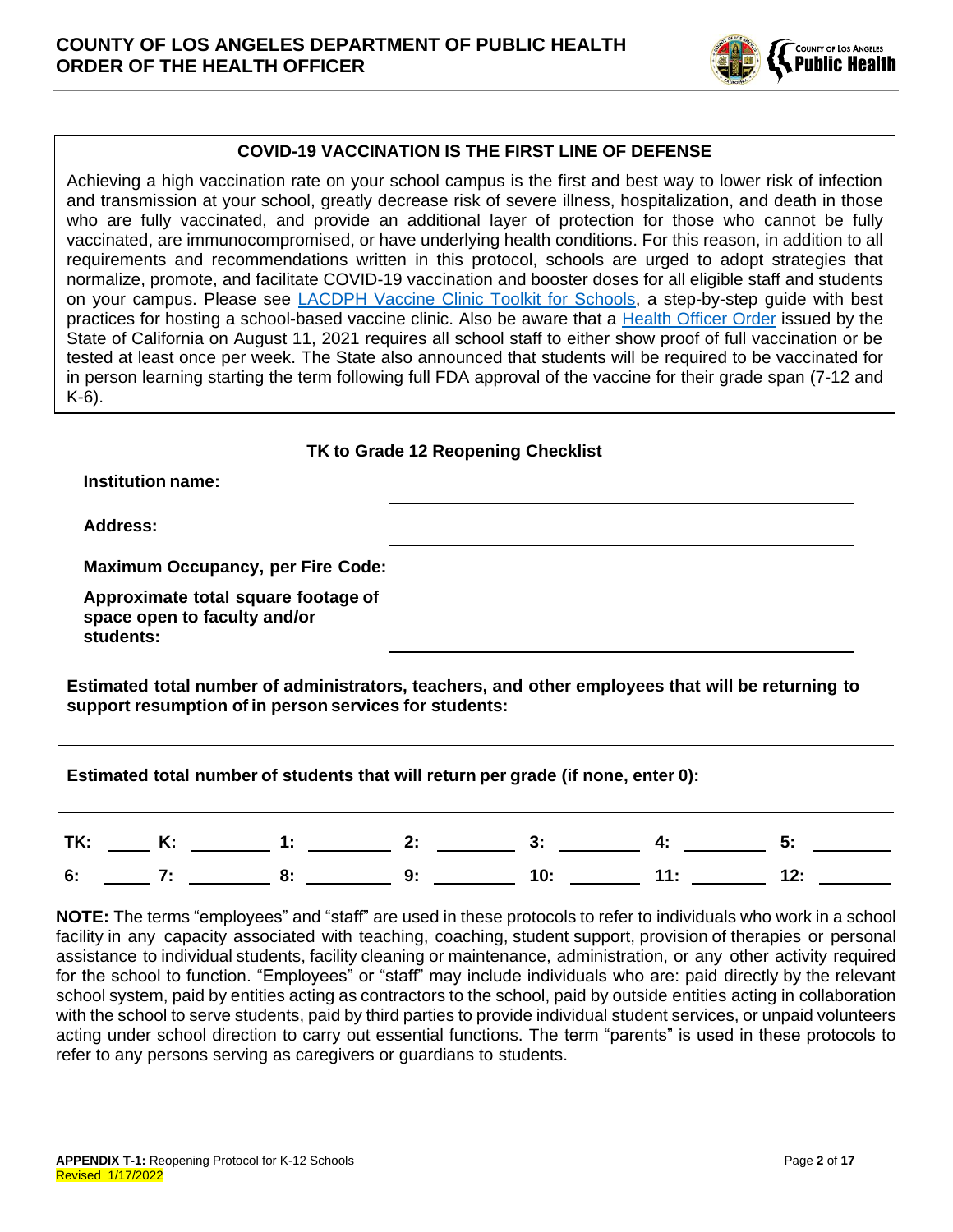## COVID-19 VACCINATION IS THE FIRST LINE OF DEFENSE

Achieving a high vaccination rate on your school campus is the first and best way to lower risk of infection and transmission at your school, greatly decrease risk of severe illness, hospitalization, and death in those who are fully vaccinated, and provide an additional layer of protection for those who cannot be fully vaccinated, are immunocompromised, or have underlying health conditions. For this reason, in addition to all requirements and recommendations written in this protocol, schools are urged to adopt strategies that normalize, promote, and facilitate COVID-19 vaccination and booster doses for all eligible staff and students on your campus. Please see LACDPH Vaccine Clinic Toolkit for Schools, a step-by-step guide with best practices for hosting a school-based vaccine clinic. Also be aware that a Health Officer Order issued by the State of California on August 11, 2021 requires all school staff to either show proof of full vaccination or be tested at least once per week. The State also announced that students will be required to be vaccinated for in person learning starting the term following full FDA approval of the vaccine for their grade span (7-12 and K-6).

### TK to Grade 12 Reopening Checklist

**Institution name:** ______________________________

**Address:** ______________________________

**Maximum Occupancy, per Fire Code:** ______________________________

**Approximate total square footage of space open to faculty and/or students:** ______________________________

**Estimated total number of administrators, teachers, and other employees that will be returning to support resumption of in person services for students:**

______________________________

**Estimated total number of students that will return per grade (if none, enter 0):**

______________________________

**TK:** _____ **K:** _____ **1:** _____ **2:** _____ **3:** _____ **4:** _____ **5:** _____

**6:** _____ **7:** _____ **8:** _____ **9:** _____ **10:** _____ **11:** _____ **12:** _____

**NOTE:** The terms "employees" and "staff" are used in these protocols to refer to individuals who work in a school facility in any capacity associated with teaching, coaching, student support, provision of therapies or personal assistance to individual students, facility cleaning or maintenance, administration, or any other activity required for the school to function. "Employees" or "staff" may include individuals who are: paid directly by the relevant school system, paid by entities acting as contractors to the school, paid by outside entities acting in collaboration with the school to serve students, paid by third parties to provide individual student services, or unpaid volunteers acting under school direction to carry out essential functions. The term "parents" is used in these protocols to refer to any persons serving as caregivers or guardians to students.